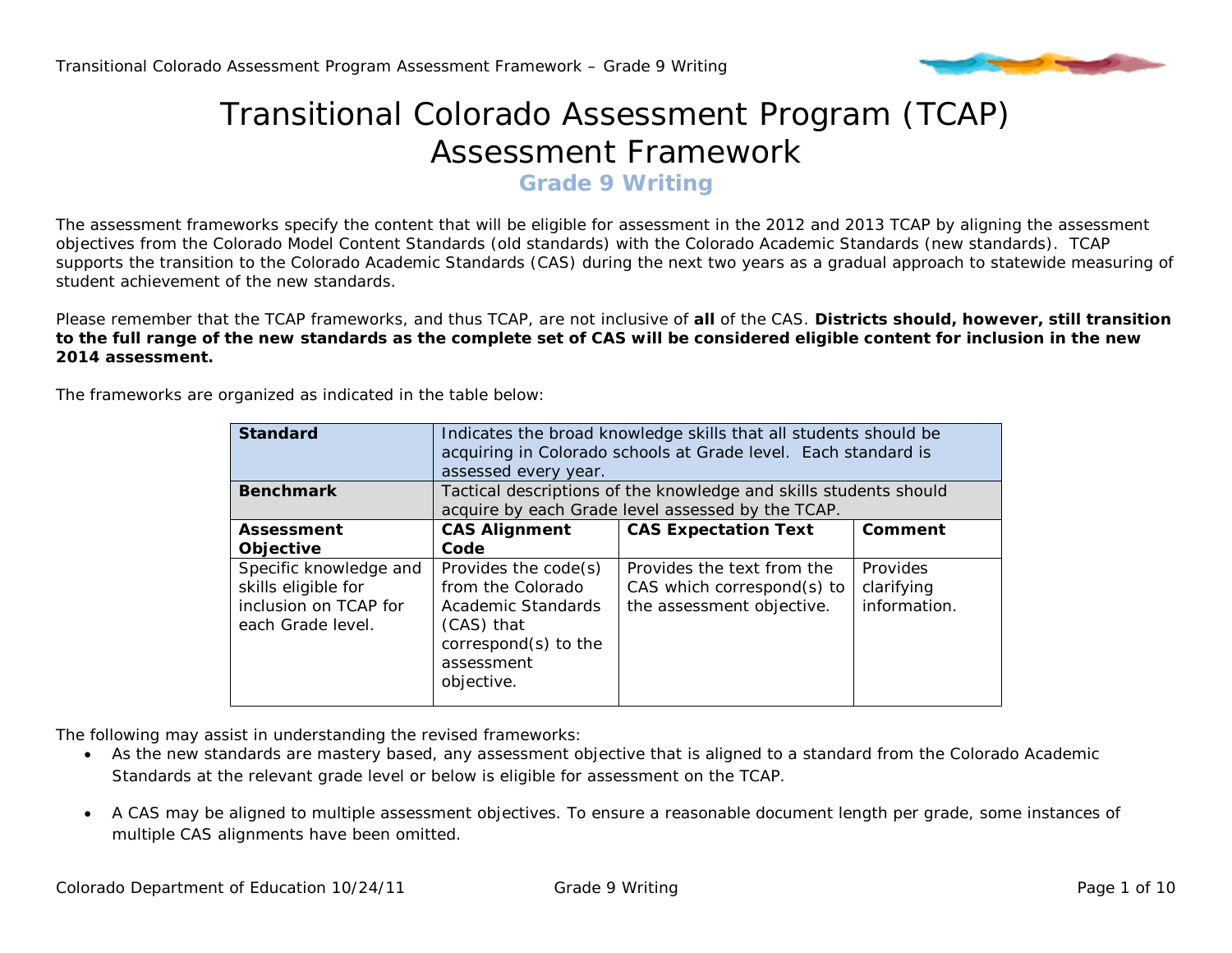# Transitional Colorado Assessment Program (TCAP) Assessment Framework

## Grade 9 Writing

The assessment frameworks specify the content that will be eligible for assessment in the 2012 and 2013 TCAP by aligning the assessment objectives from the Colorado Model Content Standards (old standards) with the Colorado Academic Standards (new standards). TCAP supports the transition to the Colorado Academic Standards (CAS) during the next two years as a gradual approach to statewide measuring of student achievement of the new standards.

Please remember that the TCAP frameworks, and thus TCAP, are not inclusive of **all** of the CAS. **Districts should, however, still transition to the full range of the new standards as the complete set of CAS will be considered eligible content for inclusion in the new 2014 assessment.**

The frameworks are organized as indicated in the table below:

| **Standard** | Indicates the broad knowledge skills that all students should be acquiring in Colorado schools at Grade level. Each standard is assessed every year. | | |
|---|---|---|---|
| **Benchmark** | Tactical descriptions of the knowledge and skills students should acquire by each Grade level assessed by the TCAP. | | |
| **Assessment Objective** | **CAS Alignment Code** | **CAS Expectation Text** | **Comment** |
| Specific knowledge and skills eligible for inclusion on TCAP for each Grade level. | Provides the code(s) from the Colorado Academic Standards (CAS) that correspond(s) to the assessment objective. | Provides the text from the CAS which correspond(s) to the assessment objective. | Provides clarifying information. |

The following may assist in understanding the revised frameworks:

- As the new standards are mastery based, any assessment objective that is aligned to a standard from the Colorado Academic Standards at the relevant grade level or below is eligible for assessment on the TCAP.
- A CAS may be aligned to multiple assessment objectives. To ensure a reasonable document length per grade, some instances of multiple CAS alignments have been omitted.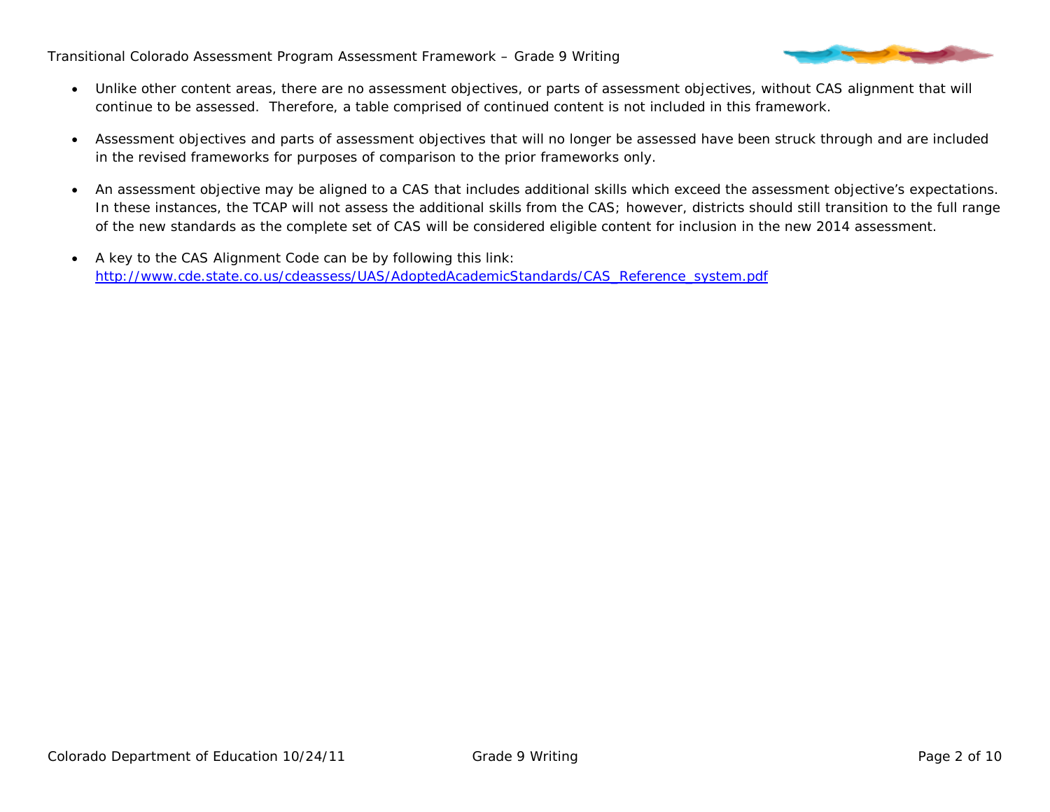- Unlike other content areas, there are no assessment objectives, or parts of assessment objectives, without CAS alignment that will continue to be assessed. Therefore, a table comprised of continued content is not included in this framework.
- Assessment objectives and parts of assessment objectives that will no longer be assessed have been struck through and are included in the revised frameworks for purposes of comparison to the prior frameworks only.
- An assessment objective may be aligned to a CAS that includes additional skills which exceed the assessment objective's expectations. In these instances, the TCAP will not assess the additional skills from the CAS; however, districts should still transition to the full range of the new standards as the complete set of CAS will be considered eligible content for inclusion in the new 2014 assessment.
- A key to the CAS Alignment Code can be by following this link: [http://www.cde.state.co.us/cdeassess/UAS/AdoptedAcademicStandards/CAS_Reference_system.pdf](http://www.cde.state.co.us/cdeassess/UAS/AdoptedAcademicStandards/CAS_Reference_system.pdf)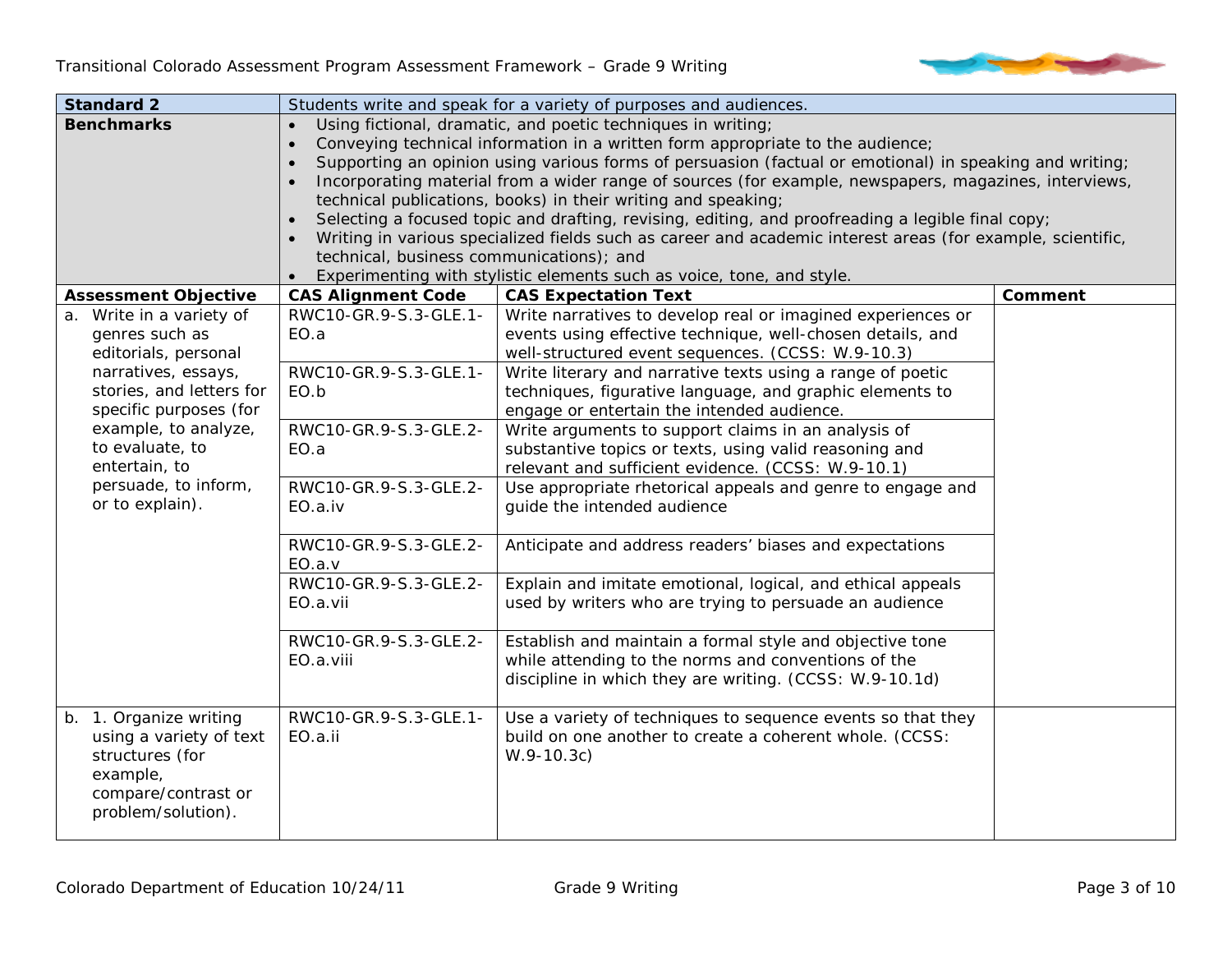| **Standard 2** | Students write and speak for a variety of purposes and audiences. | | |
|---|---|---|---|
| **Benchmarks** | • Using fictional, dramatic, and poetic techniques in writing;<br>• Conveying technical information in a written form appropriate to the audience;<br>• Supporting an opinion using various forms of persuasion (factual or emotional) in speaking and writing;<br>• Incorporating material from a wider range of sources (for example, newspapers, magazines, interviews, technical publications, books) in their writing and speaking;<br>• Selecting a focused topic and drafting, revising, editing, and proofreading a legible final copy;<br>• Writing in various specialized fields such as career and academic interest areas (for example, scientific, technical, business communications); and<br>• Experimenting with stylistic elements such as voice, tone, and style. | | |
| **Assessment Objective** | **CAS Alignment Code** | **CAS Expectation Text** | **Comment** |
| a. Write in a variety of genres such as editorials, personal narratives, essays, stories, and letters for specific purposes (for example, to analyze, to evaluate, to entertain, to persuade, to inform, or to explain). | RWC10-GR.9-S.3-GLE.1-EO.a | Write narratives to develop real or imagined experiences or events using effective technique, well-chosen details, and well-structured event sequences. (CCSS: W.9-10.3) | |
| | RWC10-GR.9-S.3-GLE.1-EO.b | Write literary and narrative texts using a range of poetic techniques, figurative language, and graphic elements to engage or entertain the intended audience. | |
| | RWC10-GR.9-S.3-GLE.2-EO.a | Write arguments to support claims in an analysis of substantive topics or texts, using valid reasoning and relevant and sufficient evidence. (CCSS: W.9-10.1) | |
| | RWC10-GR.9-S.3-GLE.2-EO.a.iv | Use appropriate rhetorical appeals and genre to engage and guide the intended audience | |
| | RWC10-GR.9-S.3-GLE.2-EO.a.v | Anticipate and address readers' biases and expectations | |
| | RWC10-GR.9-S.3-GLE.2-EO.a.vii | Explain and imitate emotional, logical, and ethical appeals used by writers who are trying to persuade an audience | |
| | RWC10-GR.9-S.3-GLE.2-EO.a.viii | Establish and maintain a formal style and objective tone while attending to the norms and conventions of the discipline in which they are writing. (CCSS: W.9-10.1d) | |
| b. 1. Organize writing using a variety of text structures (for example, compare/contrast or problem/solution). | RWC10-GR.9-S.3-GLE.1-EO.a.ii | Use a variety of techniques to sequence events so that they build on one another to create a coherent whole. (CCSS: W.9-10.3c) | |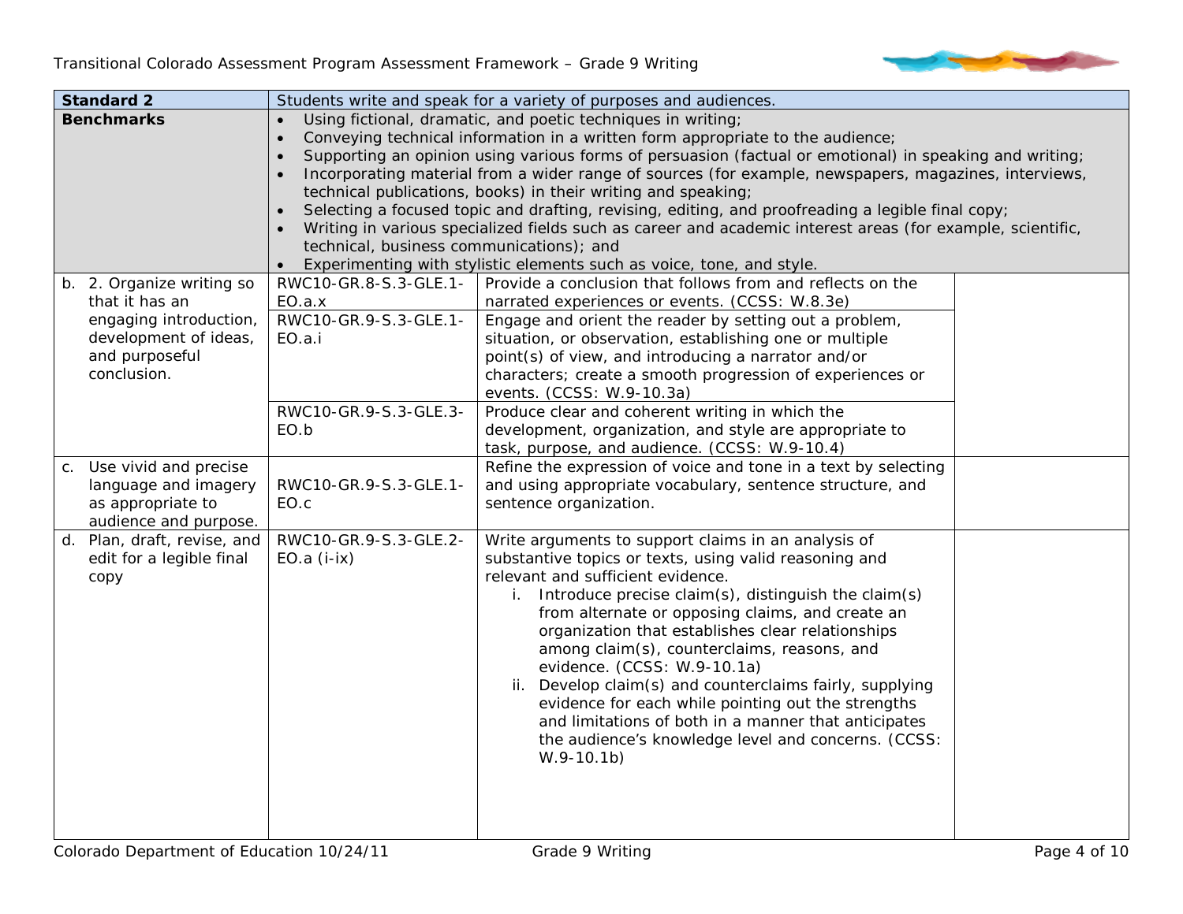| Standard 2 | Students write and speak for a variety of purposes and audiences. | | |
|---|---|---|---|
| **Benchmarks** | • Using fictional, dramatic, and poetic techniques in writing;<br>• Conveying technical information in a written form appropriate to the audience;<br>• Supporting an opinion using various forms of persuasion (factual or emotional) in speaking and writing;<br>• Incorporating material from a wider range of sources (for example, newspapers, magazines, interviews, technical publications, books) in their writing and speaking;<br>• Selecting a focused topic and drafting, revising, editing, and proofreading a legible final copy;<br>• Writing in various specialized fields such as career and academic interest areas (for example, scientific, technical, business communications); and<br>• Experimenting with stylistic elements such as voice, tone, and style. | | |
| b. 2. Organize writing so that it has an engaging introduction, development of ideas, and purposeful conclusion. | RWC10-GR.8-S.3-GLE.1-EO.a.x | Provide a conclusion that follows from and reflects on the narrated experiences or events. (CCSS: W.8.3e) | |
| | RWC10-GR.9-S.3-GLE.1-EO.a.i | Engage and orient the reader by setting out a problem, situation, or observation, establishing one or multiple point(s) of view, and introducing a narrator and/or characters; create a smooth progression of experiences or events. (CCSS: W.9-10.3a) | |
| | RWC10-GR.9-S.3-GLE.3-EO.b | Produce clear and coherent writing in which the development, organization, and style are appropriate to task, purpose, and audience. (CCSS: W.9-10.4) | |
| c. Use vivid and precise language and imagery as appropriate to audience and purpose. | RWC10-GR.9-S.3-GLE.1-EO.c | Refine the expression of voice and tone in a text by selecting and using appropriate vocabulary, sentence structure, and sentence organization. | |
| d. Plan, draft, revise, and edit for a legible final copy | RWC10-GR.9-S.3-GLE.2-EO.a (i-ix) | Write arguments to support claims in an analysis of substantive topics or texts, using valid reasoning and relevant and sufficient evidence.<br>i. Introduce precise claim(s), distinguish the claim(s) from alternate or opposing claims, and create an organization that establishes clear relationships among claim(s), counterclaims, reasons, and evidence. (CCSS: W.9-10.1a)<br>ii. Develop claim(s) and counterclaims fairly, supplying evidence for each while pointing out the strengths and limitations of both in a manner that anticipates the audience's knowledge level and concerns. (CCSS: W.9-10.1b) | |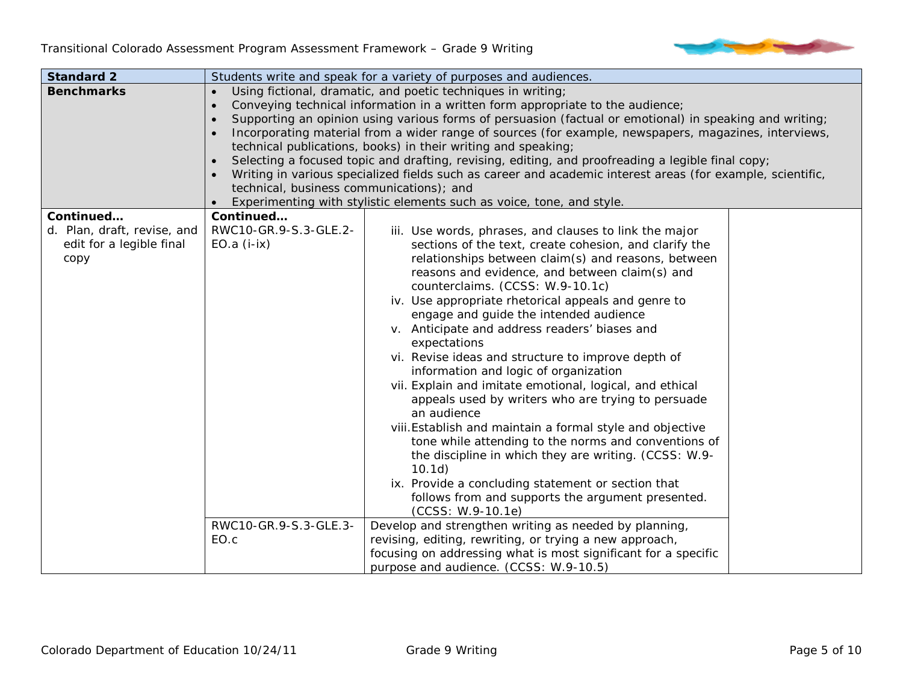| Standard 2 | Students write and speak for a variety of purposes and audiences. | | |
|---|---|---|---|
| **Benchmarks** | • Using fictional, dramatic, and poetic techniques in writing;<br>• Conveying technical information in a written form appropriate to the audience;<br>• Supporting an opinion using various forms of persuasion (factual or emotional) in speaking and writing;<br>• Incorporating material from a wider range of sources (for example, newspapers, magazines, interviews, technical publications, books) in their writing and speaking;<br>• Selecting a focused topic and drafting, revising, editing, and proofreading a legible final copy;<br>• Writing in various specialized fields such as career and academic interest areas (for example, scientific, technical, business communications); and<br>• Experimenting with stylistic elements such as voice, tone, and style. | | |
| **Continued…**<br>d. Plan, draft, revise, and edit for a legible final copy | **Continued…**<br>RWC10-GR.9-S.3-GLE.2-EO.a (i-ix) | iii. Use words, phrases, and clauses to link the major sections of the text, create cohesion, and clarify the relationships between claim(s) and reasons, between reasons and evidence, and between claim(s) and counterclaims. (CCSS: W.9-10.1c)<br>iv. Use appropriate rhetorical appeals and genre to engage and guide the intended audience<br>v. Anticipate and address readers' biases and expectations<br>vi. Revise ideas and structure to improve depth of information and logic of organization<br>vii. Explain and imitate emotional, logical, and ethical appeals used by writers who are trying to persuade an audience<br>viii. Establish and maintain a formal style and objective tone while attending to the norms and conventions of the discipline in which they are writing. (CCSS: W.9-10.1d)<br>ix. Provide a concluding statement or section that follows from and supports the argument presented. (CCSS: W.9-10.1e) | |
| | RWC10-GR.9-S.3-GLE.3-EO.c | Develop and strengthen writing as needed by planning, revising, editing, rewriting, or trying a new approach, focusing on addressing what is most significant for a specific purpose and audience. (CCSS: W.9-10.5) | |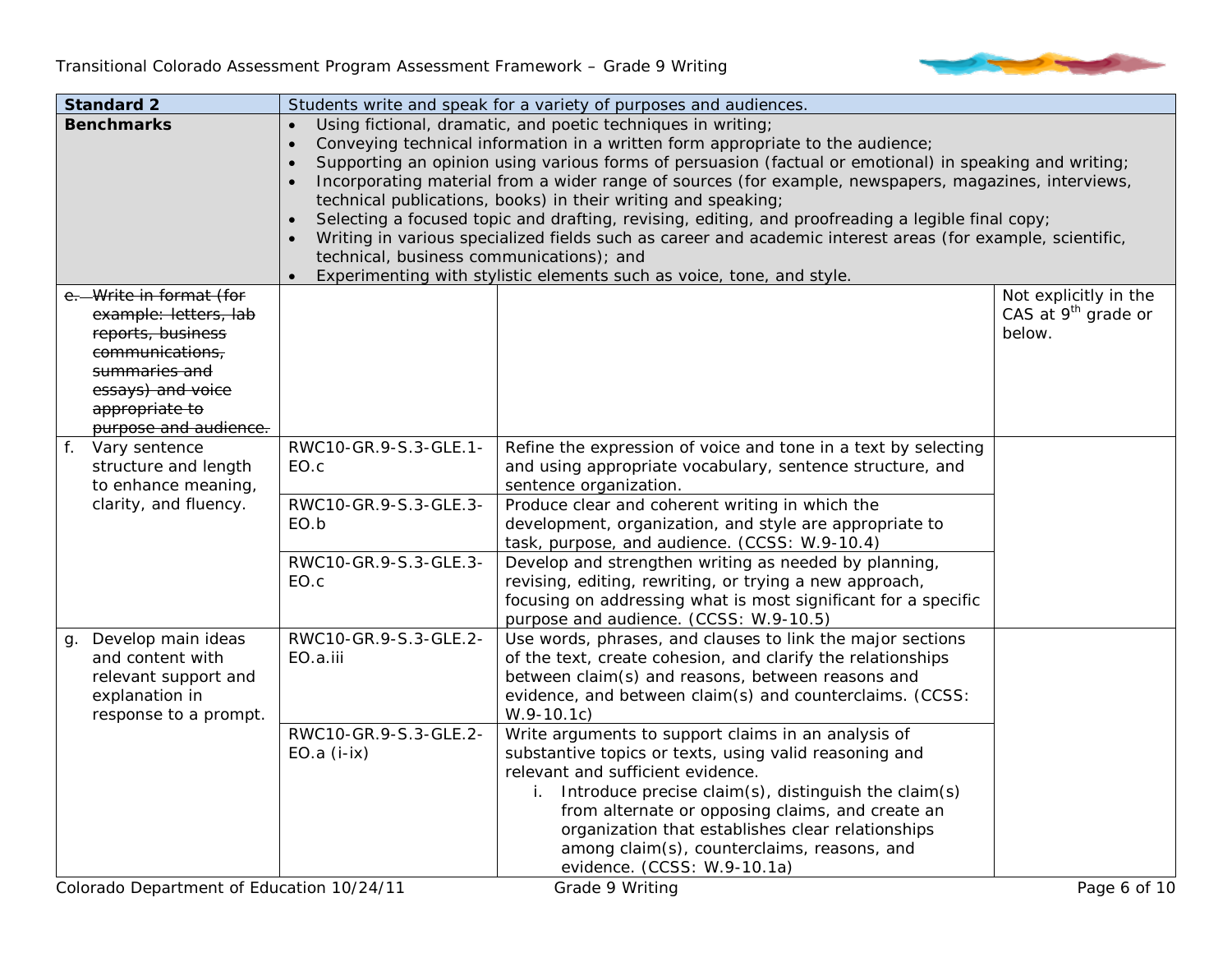| **Standard 2** | Students write and speak for a variety of purposes and audiences. | | |
|---|---|---|---|
| **Benchmarks** | • Using fictional, dramatic, and poetic techniques in writing;<br>• Conveying technical information in a written form appropriate to the audience;<br>• Supporting an opinion using various forms of persuasion (factual or emotional) in speaking and writing;<br>• Incorporating material from a wider range of sources (for example, newspapers, magazines, interviews, technical publications, books) in their writing and speaking;<br>• Selecting a focused topic and drafting, revising, editing, and proofreading a legible final copy;<br>• Writing in various specialized fields such as career and academic interest areas (for example, scientific, technical, business communications); and<br>• Experimenting with stylistic elements such as voice, tone, and style. | | |
| ~~e. Write in format (for example: letters, lab reports, business communications, summaries and essays) and voice appropriate to purpose and audience.~~ | | | Not explicitly in the CAS at 9th grade or below. |
| f. Vary sentence structure and length to enhance meaning, clarity, and fluency. | RWC10-GR.9-S.3-GLE.1-EO.c | Refine the expression of voice and tone in a text by selecting and using appropriate vocabulary, sentence structure, and sentence organization. | |
| | RWC10-GR.9-S.3-GLE.3-EO.b | Produce clear and coherent writing in which the development, organization, and style are appropriate to task, purpose, and audience. (CCSS: W.9-10.4) | |
| | RWC10-GR.9-S.3-GLE.3-EO.c | Develop and strengthen writing as needed by planning, revising, editing, rewriting, or trying a new approach, focusing on addressing what is most significant for a specific purpose and audience. (CCSS: W.9-10.5) | |
| g. Develop main ideas and content with relevant support and explanation in response to a prompt. | RWC10-GR.9-S.3-GLE.2-EO.a.iii | Use words, phrases, and clauses to link the major sections of the text, create cohesion, and clarify the relationships between claim(s) and reasons, between reasons and evidence, and between claim(s) and counterclaims. (CCSS: W.9-10.1c) | |
| | RWC10-GR.9-S.3-GLE.2-EO.a (i-ix) | Write arguments to support claims in an analysis of substantive topics or texts, using valid reasoning and relevant and sufficient evidence.<br>i. Introduce precise claim(s), distinguish the claim(s) from alternate or opposing claims, and create an organization that establishes clear relationships among claim(s), counterclaims, reasons, and evidence. (CCSS: W.9-10.1a) | |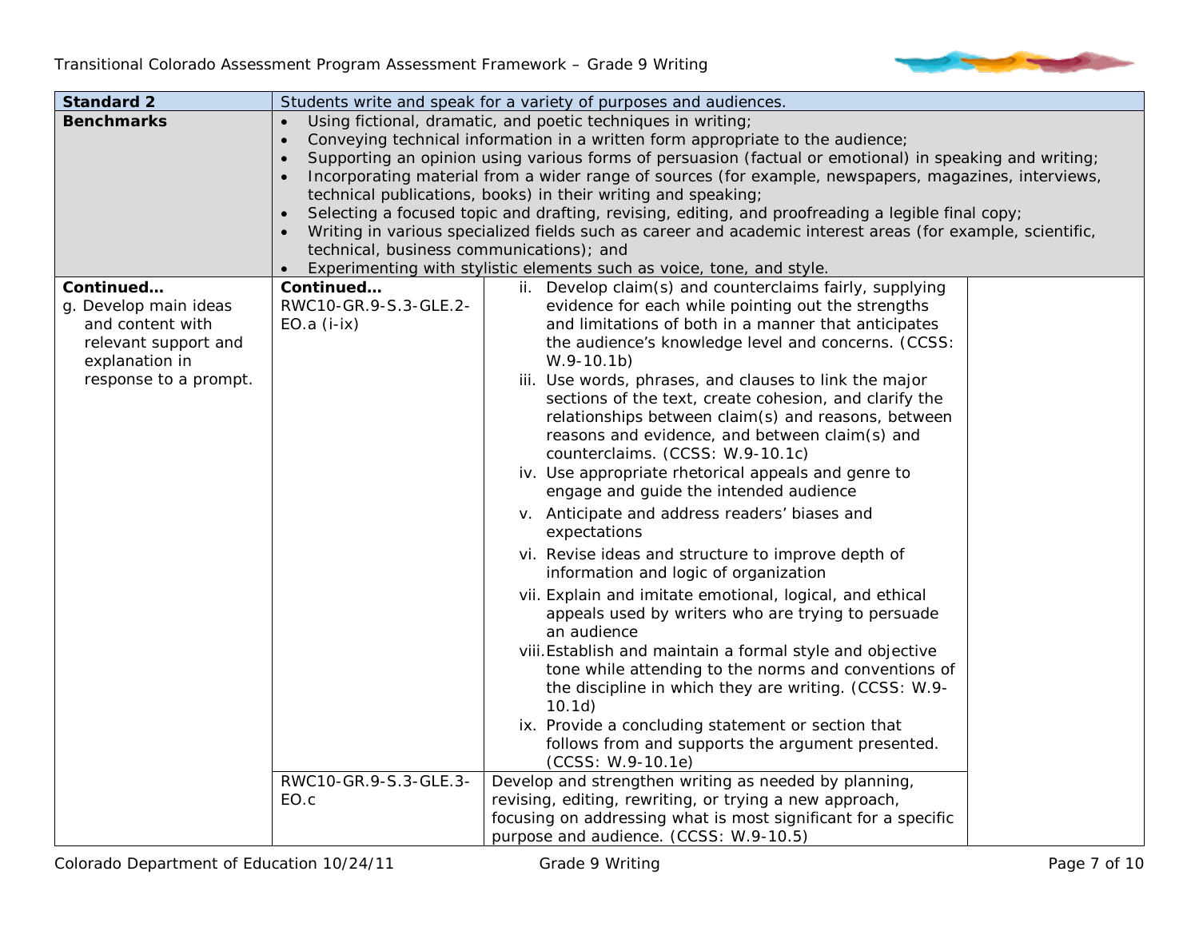| **Standard 2** | Students write and speak for a variety of purposes and audiences. | | |
|---|---|---|---|
| **Benchmarks** | • Using fictional, dramatic, and poetic techniques in writing;<br>• Conveying technical information in a written form appropriate to the audience;<br>• Supporting an opinion using various forms of persuasion (factual or emotional) in speaking and writing;<br>• Incorporating material from a wider range of sources (for example, newspapers, magazines, interviews, technical publications, books) in their writing and speaking;<br>• Selecting a focused topic and drafting, revising, editing, and proofreading a legible final copy;<br>• Writing in various specialized fields such as career and academic interest areas (for example, scientific, technical, business communications); and<br>• Experimenting with stylistic elements such as voice, tone, and style. | | |
| **Continued…**<br>g. Develop main ideas and content with relevant support and explanation in response to a prompt. | **Continued…**<br>RWC10-GR.9-S.3-GLE.2-EO.a (i-ix) | ii. Develop claim(s) and counterclaims fairly, supplying evidence for each while pointing out the strengths and limitations of both in a manner that anticipates the audience's knowledge level and concerns. (CCSS: W.9-10.1b)<br>iii. Use words, phrases, and clauses to link the major sections of the text, create cohesion, and clarify the relationships between claim(s) and reasons, between reasons and evidence, and between claim(s) and counterclaims. (CCSS: W.9-10.1c)<br>iv. Use appropriate rhetorical appeals and genre to engage and guide the intended audience<br>v. Anticipate and address readers' biases and expectations<br>vi. Revise ideas and structure to improve depth of information and logic of organization<br>vii. Explain and imitate emotional, logical, and ethical appeals used by writers who are trying to persuade an audience<br>viii. Establish and maintain a formal style and objective tone while attending to the norms and conventions of the discipline in which they are writing. (CCSS: W.9-10.1d)<br>ix. Provide a concluding statement or section that follows from and supports the argument presented. (CCSS: W.9-10.1e) | |
| | RWC10-GR.9-S.3-GLE.3-EO.c | Develop and strengthen writing as needed by planning, revising, editing, rewriting, or trying a new approach, focusing on addressing what is most significant for a specific purpose and audience. (CCSS: W.9-10.5) | |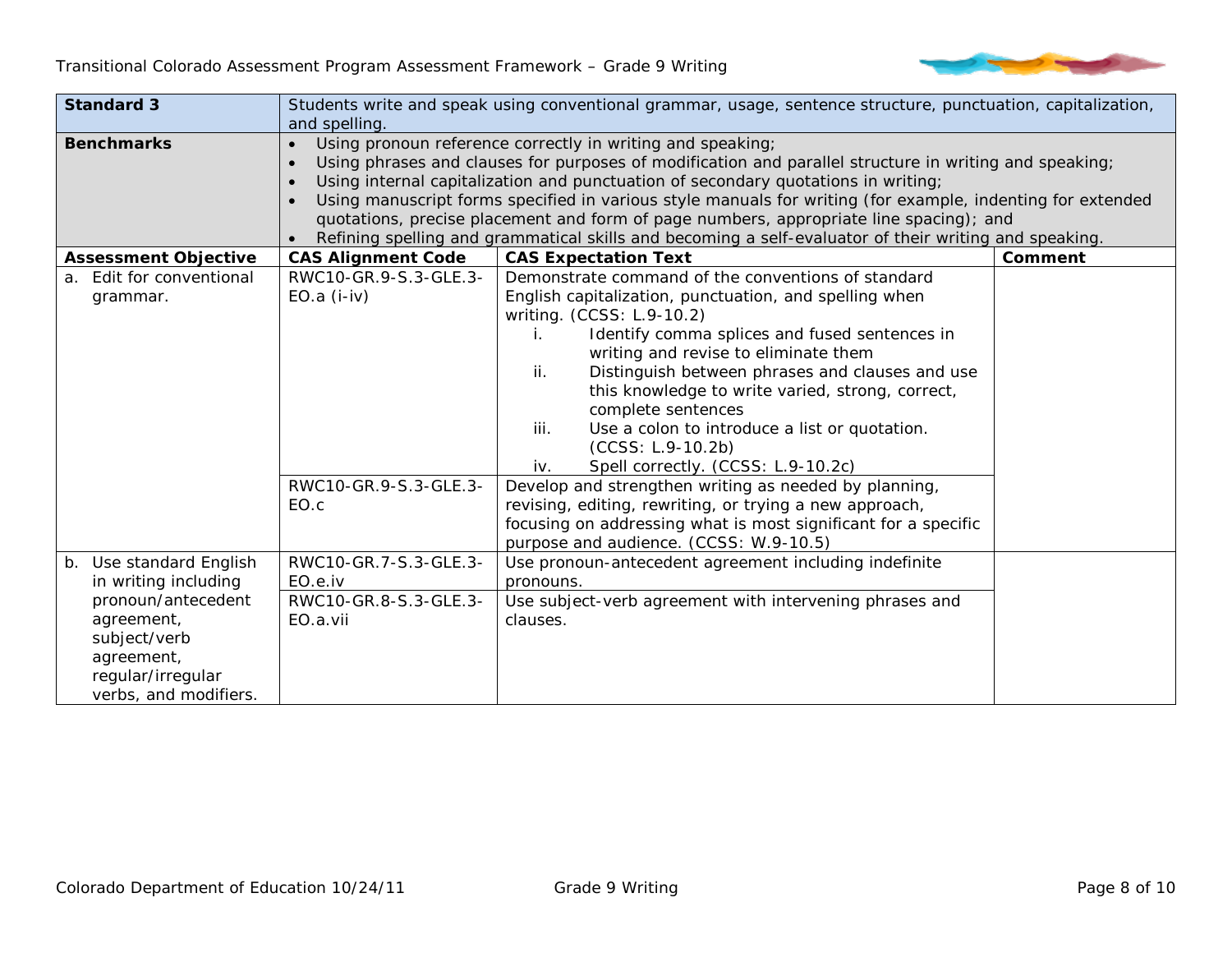| **Standard 3** | Students write and speak using conventional grammar, usage, sentence structure, punctuation, capitalization, and spelling. | | |
|---|---|---|---|
| **Benchmarks** | • Using pronoun reference correctly in writing and speaking;<br>• Using phrases and clauses for purposes of modification and parallel structure in writing and speaking;<br>• Using internal capitalization and punctuation of secondary quotations in writing;<br>• Using manuscript forms specified in various style manuals for writing (for example, indenting for extended quotations, precise placement and form of page numbers, appropriate line spacing); and<br>• Refining spelling and grammatical skills and becoming a self-evaluator of their writing and speaking. | | |
| **Assessment Objective** | **CAS Alignment Code** | **CAS Expectation Text** | **Comment** |
| a. Edit for conventional grammar. | RWC10-GR.9-S.3-GLE.3-EO.a (i-iv) | Demonstrate command of the conventions of standard English capitalization, punctuation, and spelling when writing. (CCSS: L.9-10.2)<br>i. Identify comma splices and fused sentences in writing and revise to eliminate them<br>ii. Distinguish between phrases and clauses and use this knowledge to write varied, strong, correct, complete sentences<br>iii. Use a colon to introduce a list or quotation. (CCSS: L.9-10.2b)<br>iv. Spell correctly. (CCSS: L.9-10.2c) | |
| | RWC10-GR.9-S.3-GLE.3-EO.c | Develop and strengthen writing as needed by planning, revising, editing, rewriting, or trying a new approach, focusing on addressing what is most significant for a specific purpose and audience. (CCSS: W.9-10.5) | |
| b. Use standard English in writing including pronoun/antecedent agreement, subject/verb agreement, regular/irregular verbs, and modifiers. | RWC10-GR.7-S.3-GLE.3-EO.e.iv | Use pronoun-antecedent agreement including indefinite pronouns. | |
| | RWC10-GR.8-S.3-GLE.3-EO.a.vii | Use subject-verb agreement with intervening phrases and clauses. | |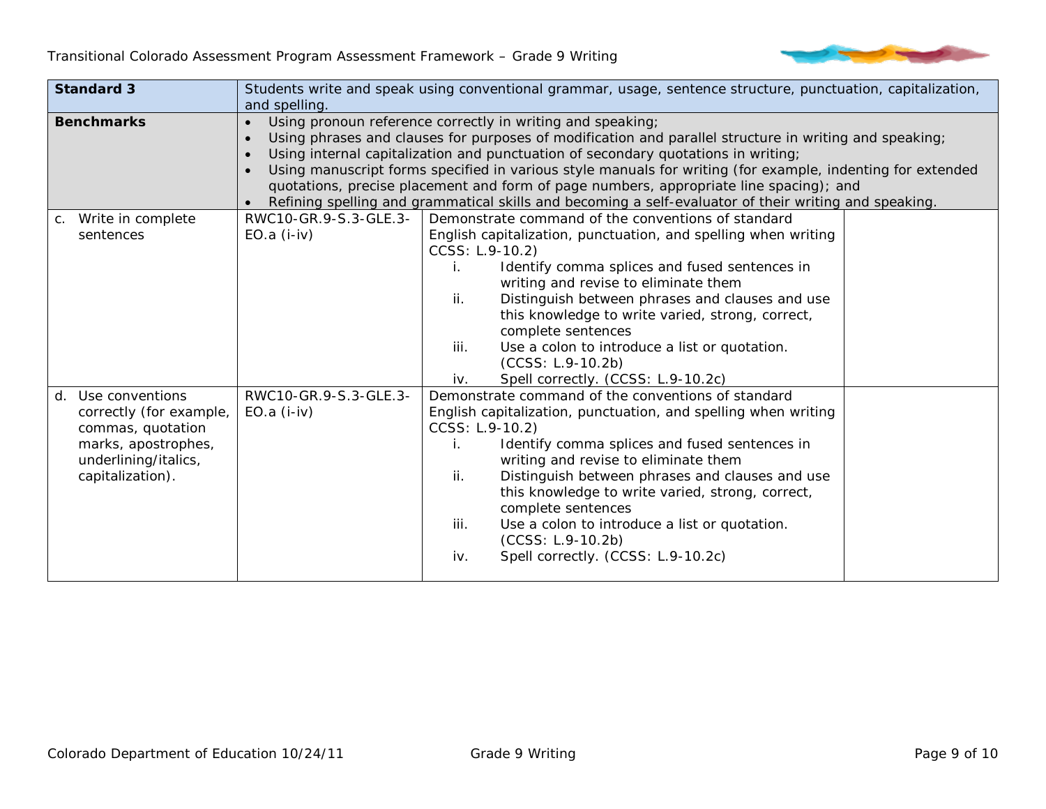| Standard 3 | Students write and speak using conventional grammar, usage, sentence structure, punctuation, capitalization, and spelling. | | |
|---|---|---|---|
| **Benchmarks** | • Using pronoun reference correctly in writing and speaking;<br>• Using phrases and clauses for purposes of modification and parallel structure in writing and speaking;<br>• Using internal capitalization and punctuation of secondary quotations in writing;<br>• Using manuscript forms specified in various style manuals for writing (for example, indenting for extended quotations, precise placement and form of page numbers, appropriate line spacing); and<br>• Refining spelling and grammatical skills and becoming a self-evaluator of their writing and speaking. | | |
| c. Write in complete sentences | RWC10-GR.9-S.3-GLE.3-EO.a (i-iv) | Demonstrate command of the conventions of standard English capitalization, punctuation, and spelling when writing CCSS: L.9-10.2)<br>i. Identify comma splices and fused sentences in writing and revise to eliminate them<br>ii. Distinguish between phrases and clauses and use this knowledge to write varied, strong, correct, complete sentences<br>iii. Use a colon to introduce a list or quotation. (CCSS: L.9-10.2b)<br>iv. Spell correctly. (CCSS: L.9-10.2c) | |
| d. Use conventions correctly (for example, commas, quotation marks, apostrophes, underlining/italics, capitalization). | RWC10-GR.9-S.3-GLE.3-EO.a (i-iv) | Demonstrate command of the conventions of standard English capitalization, punctuation, and spelling when writing CCSS: L.9-10.2)<br>i. Identify comma splices and fused sentences in writing and revise to eliminate them<br>ii. Distinguish between phrases and clauses and use this knowledge to write varied, strong, correct, complete sentences<br>iii. Use a colon to introduce a list or quotation. (CCSS: L.9-10.2b)<br>iv. Spell correctly. (CCSS: L.9-10.2c) | |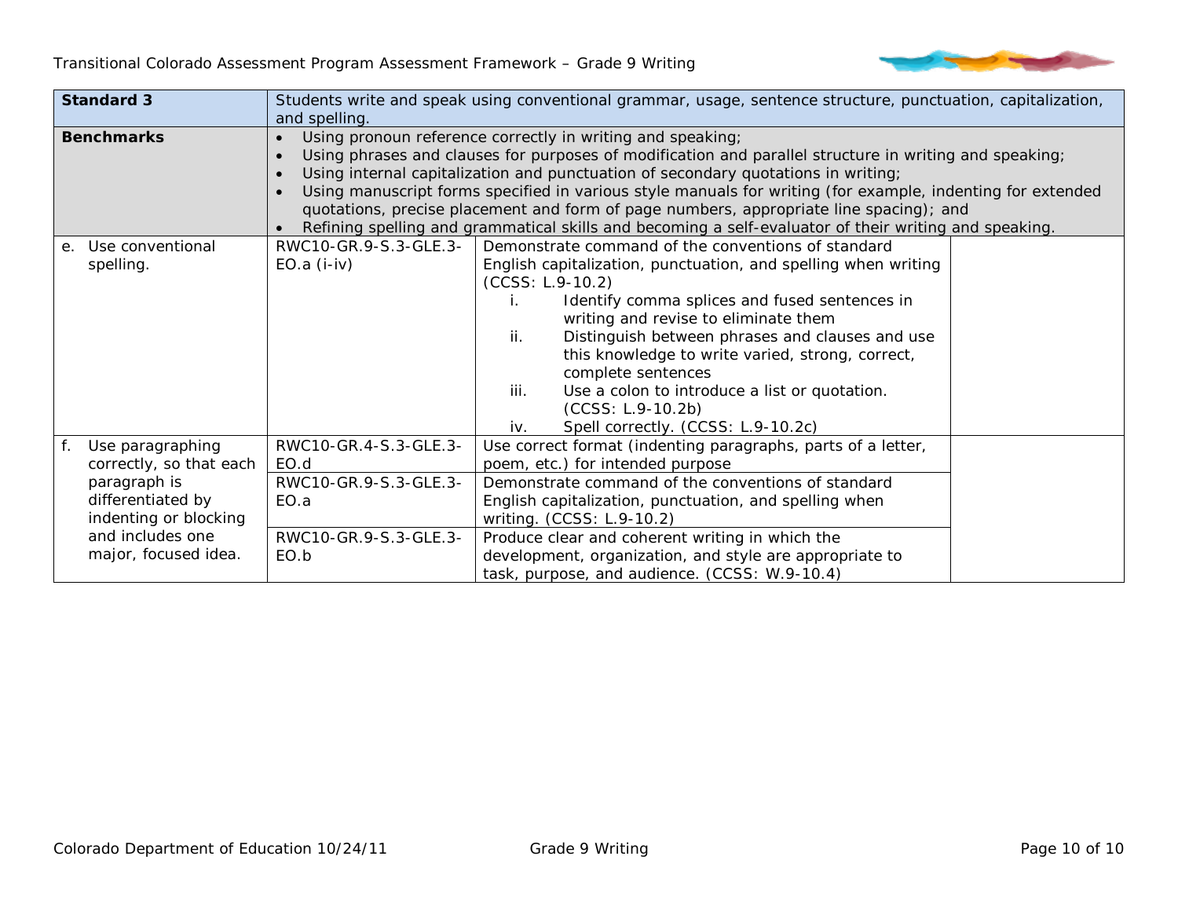| Standard 3 | Students write and speak using conventional grammar, usage, sentence structure, punctuation, capitalization, and spelling. | | |
|---|---|---|---|
| **Benchmarks** | • Using pronoun reference correctly in writing and speaking;<br>• Using phrases and clauses for purposes of modification and parallel structure in writing and speaking;<br>• Using internal capitalization and punctuation of secondary quotations in writing;<br>• Using manuscript forms specified in various style manuals for writing (for example, indenting for extended quotations, precise placement and form of page numbers, appropriate line spacing); and<br>• Refining spelling and grammatical skills and becoming a self-evaluator of their writing and speaking. | | |
| e. Use conventional spelling. | RWC10-GR.9-S.3-GLE.3-EO.a (i-iv) | Demonstrate command of the conventions of standard English capitalization, punctuation, and spelling when writing (CCSS: L.9-10.2)<br>i. Identify comma splices and fused sentences in writing and revise to eliminate them<br>ii. Distinguish between phrases and clauses and use this knowledge to write varied, strong, correct, complete sentences<br>iii. Use a colon to introduce a list or quotation. (CCSS: L.9-10.2b)<br>iv. Spell correctly. (CCSS: L.9-10.2c) | |
| f. Use paragraphing correctly, so that each paragraph is differentiated by indenting or blocking and includes one major, focused idea. | RWC10-GR.4-S.3-GLE.3-EO.d | Use correct format (indenting paragraphs, parts of a letter, poem, etc.) for intended purpose | |
| | RWC10-GR.9-S.3-GLE.3-EO.a | Demonstrate command of the conventions of standard English capitalization, punctuation, and spelling when writing. (CCSS: L.9-10.2) | |
| | RWC10-GR.9-S.3-GLE.3-EO.b | Produce clear and coherent writing in which the development, organization, and style are appropriate to task, purpose, and audience. (CCSS: W.9-10.4) | |